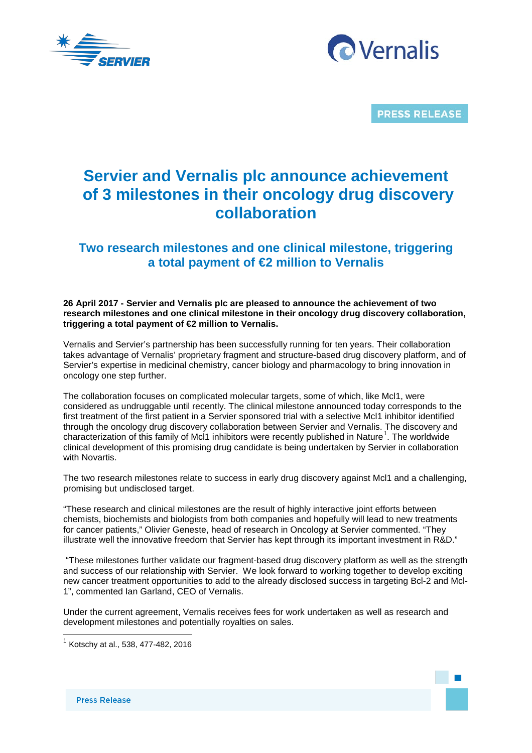PRESS RELEASE

# Servier and Vernalis plc announce achievement of 3 milestones in their oncology drug discovery collaboration

## Two research milestones and one clinical milestone, triggering a total payment of €2 million to Vernalis

**26 April 2017 - Servier and Vernalis plc are pleased to announce the achievement of two research milestones and one clinical milestone in their oncology drug discovery collaboration, triggering a total payment of €2 million to Vernalis.**

Vernalis and Servier's partnership has been successfully running for ten years. Their collaboration takes advantage of Vernalis' proprietary fragment and structure-based drug discovery platform, and of Servier's expertise in medicinal chemistry, cancer biology and pharmacology to bring innovation in oncology one step further.

The collaboration focuses on complicated molecular targets, some of which, like Mcl1, were considered as undruggable until recently. The clinical milestone announced today corresponds to the first treatment of the first patient in a Servier sponsored trial with a selective Mcl1 inhibitor identified through the oncology drug discovery collaboration between Servier and Vernalis. The discovery and characterization of this family of Mcl1 inhibitors were recently published in Nature[1]. The worldwide clinical development of this promising drug candidate is being undertaken by Servier in collaboration with Novartis.

The two research milestones relate to success in early drug discovery against Mcl1 and a challenging, promising but undisclosed target.

"These research and clinical milestones are the result of highly interactive joint efforts between chemists, biochemists and biologists from both companies and hopefully will lead to new treatments for cancer patients," Olivier Geneste, head of research in Oncology at Servier commented. "They illustrate well the innovative freedom that Servier has kept through its important investment in R&D."

"These milestones further validate our fragment-based drug discovery platform as well as the strength and success of our relationship with Servier. We look forward to working together to develop exciting new cancer treatment opportunities to add to the already disclosed success in targeting Bcl-2 and Mcl-1", commented Ian Garland, CEO of Vernalis.

Under the current agreement, Vernalis receives fees for work undertaken as well as research and development milestones and potentially royalties on sales.

---

[1] Kotschy at al., 538, 477-482, 2016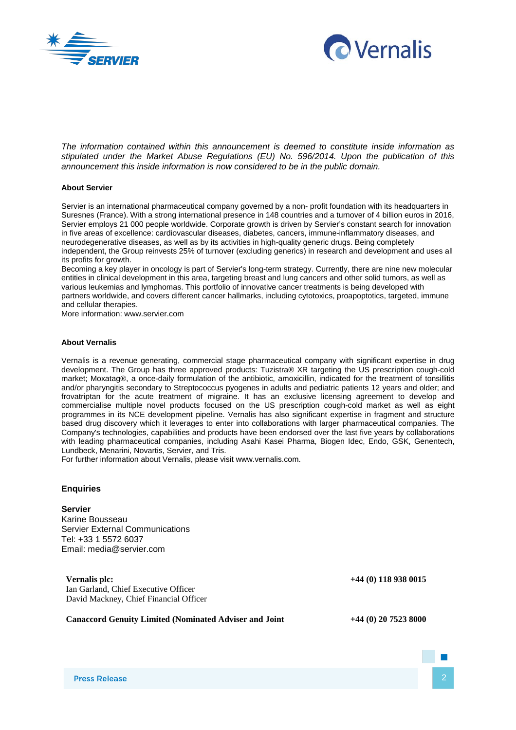*The information contained within this announcement is deemed to constitute inside information as stipulated under the Market Abuse Regulations (EU) No. 596/2014. Upon the publication of this announcement this inside information is now considered to be in the public domain.*

**About Servier**

Servier is an international pharmaceutical company governed by a non- profit foundation with its headquarters in Suresnes (France). With a strong international presence in 148 countries and a turnover of 4 billion euros in 2016, Servier employs 21 000 people worldwide. Corporate growth is driven by Servier's constant search for innovation in five areas of excellence: cardiovascular diseases, diabetes, cancers, immune-inflammatory diseases, and neurodegenerative diseases, as well as by its activities in high-quality generic drugs. Being completely independent, the Group reinvests 25% of turnover (excluding generics) in research and development and uses all its profits for growth.
Becoming a key player in oncology is part of Servier's long-term strategy. Currently, there are nine new molecular entities in clinical development in this area, targeting breast and lung cancers and other solid tumors, as well as various leukemias and lymphomas. This portfolio of innovative cancer treatments is being developed with partners worldwide, and covers different cancer hallmarks, including cytotoxics, proapoptotics, targeted, immune and cellular therapies.
More information: www.servier.com

**About Vernalis**

Vernalis is a revenue generating, commercial stage pharmaceutical company with significant expertise in drug development. The Group has three approved products: Tuzistra® XR targeting the US prescription cough-cold market; Moxatag®, a once-daily formulation of the antibiotic, amoxicillin, indicated for the treatment of tonsillitis and/or pharyngitis secondary to Streptococcus pyogenes in adults and pediatric patients 12 years and older; and frovatriptan for the acute treatment of migraine. It has an exclusive licensing agreement to develop and commercialise multiple novel products focused on the US prescription cough-cold market as well as eight programmes in its NCE development pipeline. Vernalis has also significant expertise in fragment and structure based drug discovery which it leverages to enter into collaborations with larger pharmaceutical companies. The Company's technologies, capabilities and products have been endorsed over the last five years by collaborations with leading pharmaceutical companies, including Asahi Kasei Pharma, Biogen Idec, Endo, GSK, Genentech, Lundbeck, Menarini, Novartis, Servier, and Tris.
For further information about Vernalis, please visit www.vernalis.com.

**Enquiries**

**Servier**
Karine Bousseau
Servier External Communications
Tel: +33 1 5572 6037
Email: media@servier.com

| | |
|---|---|
| **Vernalis plc:**<br>Ian Garland, Chief Executive Officer<br>David Mackney, Chief Financial Officer | **+44 (0) 118 938 0015** |
| **Canaccord Genuity Limited (Nominated Adviser and Joint** | **+44 (0) 20 7523 8000** |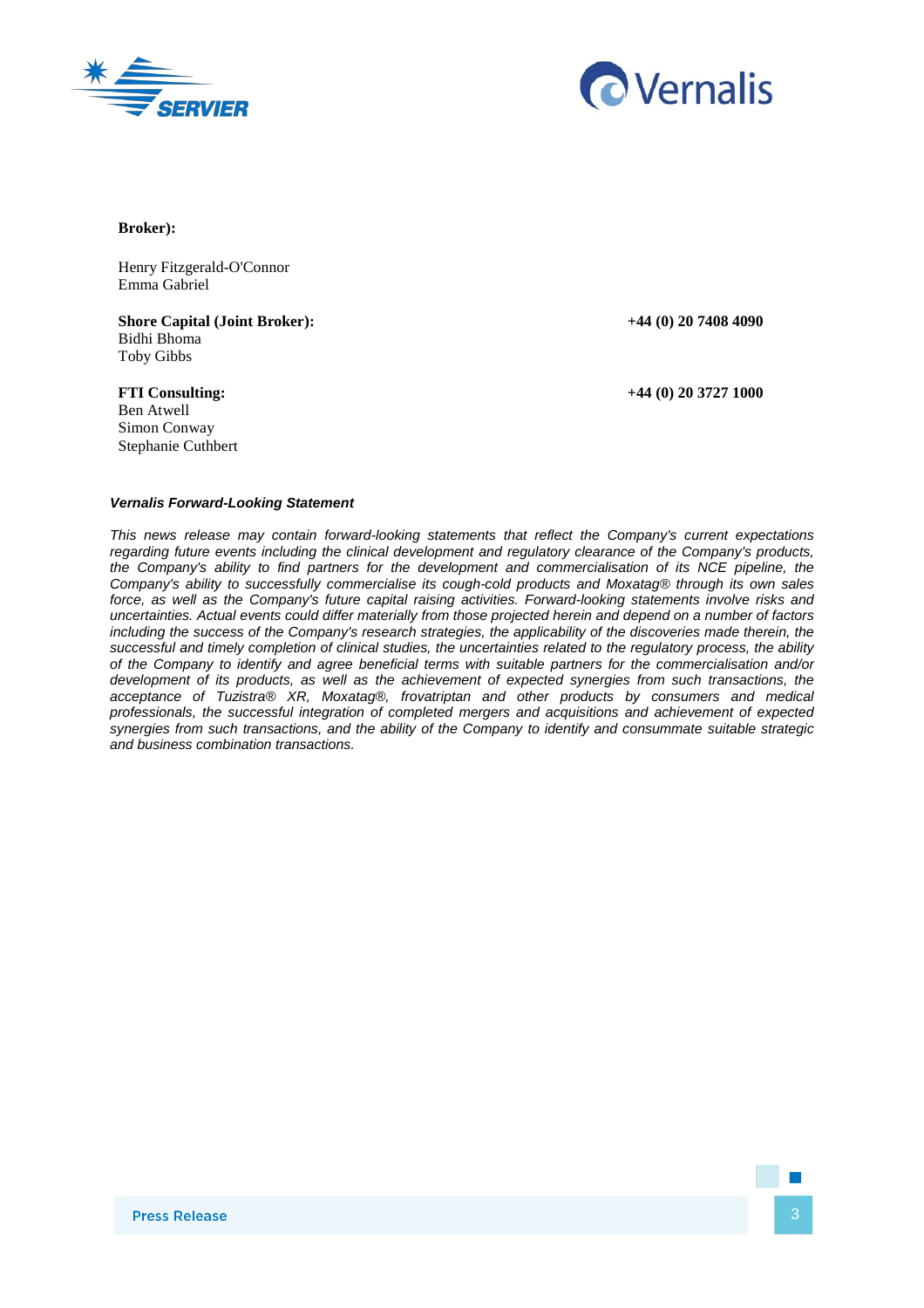**Broker):**

Henry Fitzgerald-O'Connor
Emma Gabriel

**Shore Capital (Joint Broker):** **+44 (0) 20 7408 4090**
Bidhi Bhoma
Toby Gibbs

**FTI Consulting:** **+44 (0) 20 3727 1000**
Ben Atwell
Simon Conway
Stephanie Cuthbert

***Vernalis Forward-Looking Statement***

*This news release may contain forward-looking statements that reflect the Company's current expectations regarding future events including the clinical development and regulatory clearance of the Company's products, the Company's ability to find partners for the development and commercialisation of its NCE pipeline, the Company's ability to successfully commercialise its cough-cold products and Moxatag® through its own sales force, as well as the Company's future capital raising activities. Forward-looking statements involve risks and uncertainties. Actual events could differ materially from those projected herein and depend on a number of factors including the success of the Company's research strategies, the applicability of the discoveries made therein, the successful and timely completion of clinical studies, the uncertainties related to the regulatory process, the ability of the Company to identify and agree beneficial terms with suitable partners for the commercialisation and/or development of its products, as well as the achievement of expected synergies from such transactions, the acceptance of Tuzistra® XR, Moxatag®, frovatriptan and other products by consumers and medical professionals, the successful integration of completed mergers and acquisitions and achievement of expected synergies from such transactions, and the ability of the Company to identify and consummate suitable strategic and business combination transactions.*